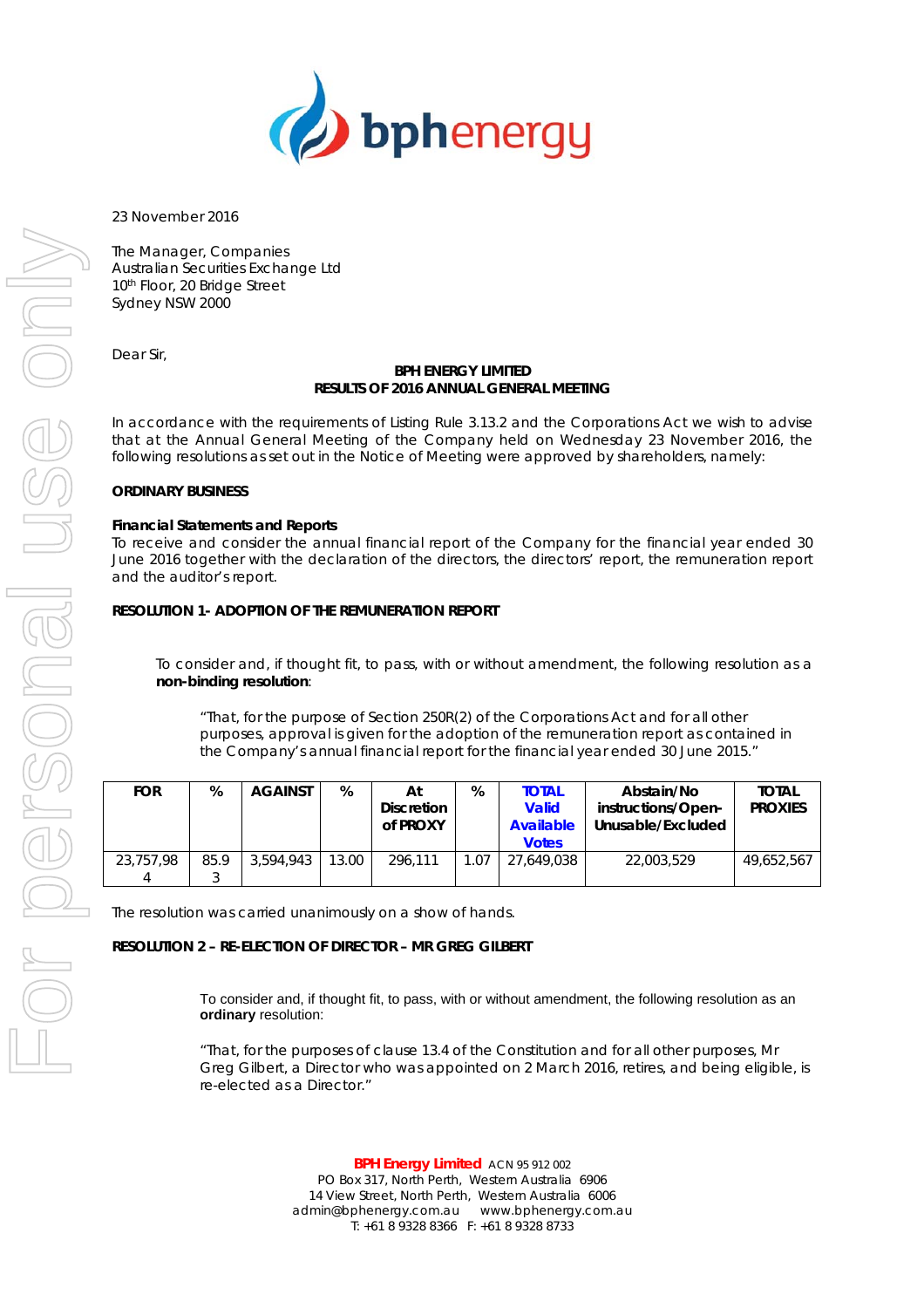23 November 2016

The Manager, Companies
Australian Securities Exchange Ltd
10th Floor, 20 Bridge Street
Sydney NSW 2000

Dear Sir,

**BPH ENERGY LIMITED**
**RESULTS OF 2016 ANNUAL GENERAL MEETING**

In accordance with the requirements of Listing Rule 3.13.2 and the Corporations Act we wish to advise that at the Annual General Meeting of the Company held on Wednesday 23 November 2016, the following resolutions as set out in the Notice of Meeting were approved by shareholders, namely:

**ORDINARY BUSINESS**

**Financial Statements and Reports**
To receive and consider the annual financial report of the Company for the financial year ended 30 June 2016 together with the declaration of the directors, the directors' report, the remuneration report and the auditor's report.

**RESOLUTION 1- ADOPTION OF THE REMUNERATION REPORT**

To consider and, if thought fit, to pass, with or without amendment, the following resolution as a **non-binding resolution**:

"That, for the purpose of Section 250R(2) of the Corporations Act and for all other purposes, approval is given for the adoption of the remuneration report as contained in the Company's annual financial report for the financial year ended 30 June 2015."

| FOR | % | AGAINST | % | At Discretion of PROXY | % | TOTAL Valid Available Votes | Abstain/No instructions/Open-Unusable/Excluded | TOTAL PROXIES |
|---|---|---|---|---|---|---|---|---|
| 23,757,984 | 85.93 | 3,594,943 | 13.00 | 296,111 | 1.07 | 27,649,038 | 22,003,529 | 49,652,567 |

The resolution was carried unanimously on a show of hands.

**RESOLUTION 2 – RE-ELECTION OF DIRECTOR – MR GREG GILBERT**

To consider and, if thought fit, to pass, with or without amendment, the following resolution as an **ordinary** resolution:

"That, for the purposes of clause 13.4 of the Constitution and for all other purposes, Mr Greg Gilbert, a Director who was appointed on 2 March 2016, retires, and being eligible, is re-elected as a Director."

**BPH Energy Limited** ACN 95 912 002
PO Box 317, North Perth, Western Australia 6906
14 View Street, North Perth, Western Australia 6006
admin@bphenergy.com.au www.bphenergy.com.au
T: +61 8 9328 8366 F: +61 8 9328 8733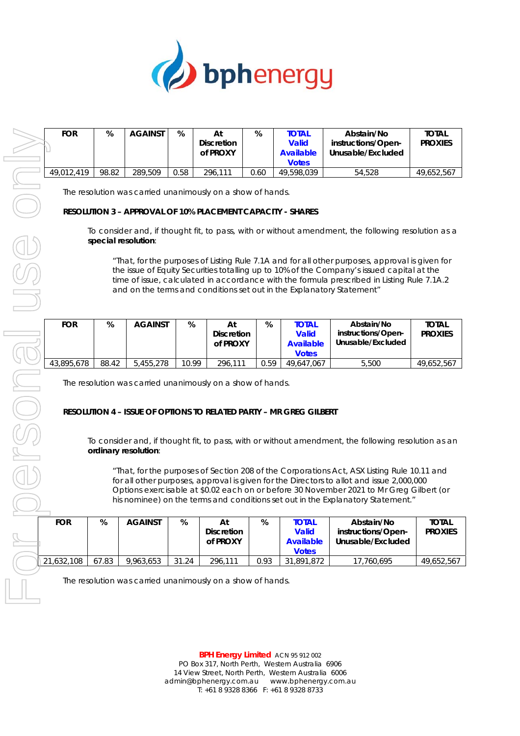| FOR | % | AGAINST | % | At Discretion of PROXY | % | TOTAL Valid Available Votes | Abstain/No instructions/Open-Unusable/Excluded | TOTAL PROXIES |
|---|---|---|---|---|---|---|---|---|
| 49,012,419 | 98.82 | 289,509 | 0.58 | 296,111 | 0.60 | 49,598,039 | 54,528 | 49,652,567 |

The resolution was carried unanimously on a show of hands.

**RESOLUTION 3 – APPROVAL OF 10% PLACEMENT CAPACITY - SHARES**

To consider and, if thought fit, to pass, with or without amendment, the following resolution as a **special resolution**:

"That, for the purposes of Listing Rule 7.1A and for all other purposes, approval is given for the issue of Equity Securities totalling up to 10% of the Company's issued capital at the time of issue, calculated in accordance with the formula prescribed in Listing Rule 7.1A.2 and on the terms and conditions set out in the Explanatory Statement"

| FOR | % | AGAINST | % | At Discretion of PROXY | % | TOTAL Valid Available Votes | Abstain/No instructions/Open-Unusable/Excluded | TOTAL PROXIES |
|---|---|---|---|---|---|---|---|---|
| 43,895,678 | 88.42 | 5,455,278 | 10.99 | 296,111 | 0.59 | 49,647,067 | 5,500 | 49,652,567 |

The resolution was carried unanimously on a show of hands.

**RESOLUTION 4 – ISSUE OF OPTIONS TO RELATED PARTY – MR GREG GILBERT**

To consider and, if thought fit, to pass, with or without amendment, the following resolution as an **ordinary resolution**:

"That, for the purposes of Section 208 of the Corporations Act, ASX Listing Rule 10.11 and for all other purposes, approval is given for the Directors to allot and issue 2,000,000 Options exercisable at $0.02 each on or before 30 November 2021 to Mr Greg Gilbert (or his nominee) on the terms and conditions set out in the Explanatory Statement."

| FOR | % | AGAINST | % | At Discretion of PROXY | % | TOTAL Valid Available Votes | Abstain/No instructions/Open-Unusable/Excluded | TOTAL PROXIES |
|---|---|---|---|---|---|---|---|---|
| 21,632,108 | 67.83 | 9,963,653 | 31.24 | 296,111 | 0.93 | 31,891,872 | 17,760,695 | 49,652,567 |

The resolution was carried unanimously on a show of hands.

**BPH Energy Limited** ACN 95 912 002
PO Box 317, North Perth, Western Australia 6906
14 View Street, North Perth, Western Australia 6006
admin@bphenergy.com.au www.bphenergy.com.au
T: +61 8 9328 8366 F: +61 8 9328 8733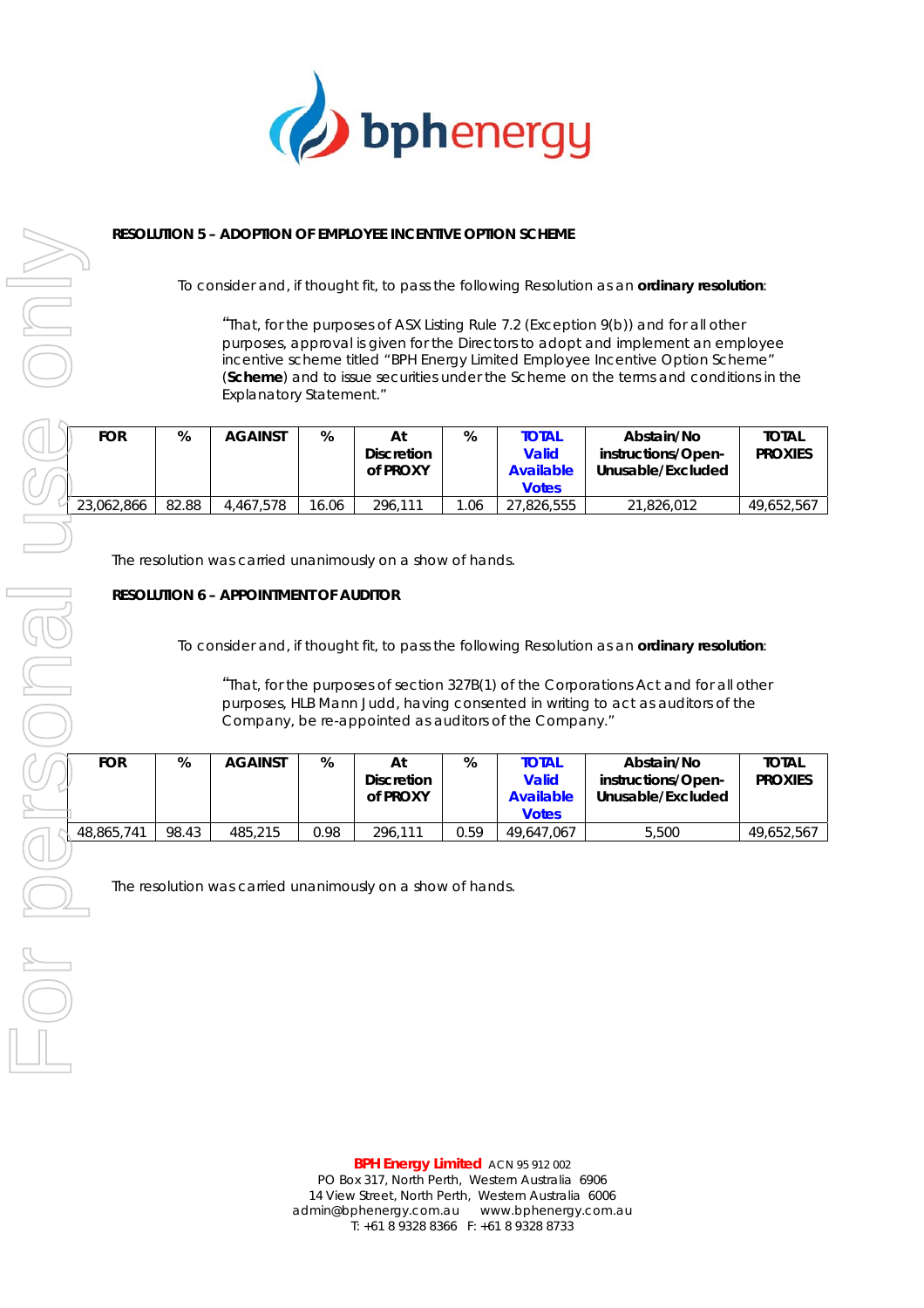**RESOLUTION 5 – ADOPTION OF EMPLOYEE INCENTIVE OPTION SCHEME**

To consider and, if thought fit, to pass the following Resolution as an **ordinary resolution**:

"That, for the purposes of ASX Listing Rule 7.2 (Exception 9(b)) and for all other purposes, approval is given for the Directors to adopt and implement an employee incentive scheme titled "BPH Energy Limited Employee Incentive Option Scheme" (**Scheme**) and to issue securities under the Scheme on the terms and conditions in the Explanatory Statement."

| FOR | % | AGAINST | % | At Discretion of PROXY | % | TOTAL Valid Available Votes | Abstain/No instructions/Open-Unusable/Excluded | TOTAL PROXIES |
|---|---|---|---|---|---|---|---|---|
| 23,062,866 | 82.88 | 4,467,578 | 16.06 | 296,111 | 1.06 | 27,826,555 | 21,826,012 | 49,652,567 |

The resolution was carried unanimously on a show of hands.

**RESOLUTION 6 – APPOINTMENT OF AUDITOR**

To consider and, if thought fit, to pass the following Resolution as an **ordinary resolution**:

"That, for the purposes of section 327B(1) of the Corporations Act and for all other purposes, HLB Mann Judd, having consented in writing to act as auditors of the Company, be re-appointed as auditors of the Company."

| FOR | % | AGAINST | % | At Discretion of PROXY | % | TOTAL Valid Available Votes | Abstain/No instructions/Open-Unusable/Excluded | TOTAL PROXIES |
|---|---|---|---|---|---|---|---|---|
| 48,865,741 | 98.43 | 485,215 | 0.98 | 296,111 | 0.59 | 49,647,067 | 5,500 | 49,652,567 |

The resolution was carried unanimously on a show of hands.

**BPH Energy Limited** ACN 95 912 002
PO Box 317, North Perth, Western Australia 6906
14 View Street, North Perth, Western Australia 6006
admin@bphenergy.com.au www.bphenergy.com.au
T: +61 8 9328 8366 F: +61 8 9328 8733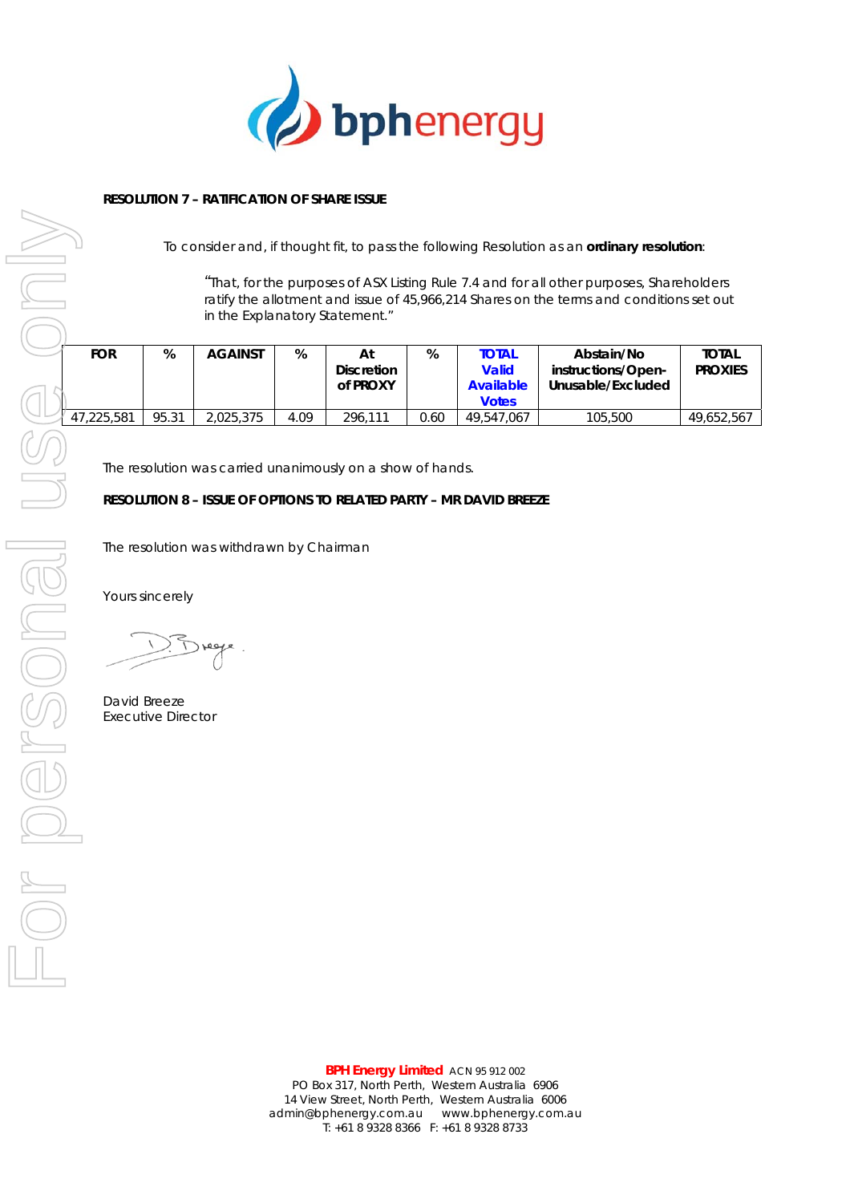**RESOLUTION 7 – RATIFICATION OF SHARE ISSUE**

To consider and, if thought fit, to pass the following Resolution as an **ordinary resolution**:

"That, for the purposes of ASX Listing Rule 7.4 and for all other purposes, Shareholders ratify the allotment and issue of 45,966,214 Shares on the terms and conditions set out in the Explanatory Statement."

| FOR | % | AGAINST | % | At Discretion of PROXY | % | TOTAL Valid Available Votes | Abstain/No instructions/Open-Unusable/Excluded | TOTAL PROXIES |
|---|---|---|---|---|---|---|---|---|
| 47,225,581 | 95.31 | 2,025,375 | 4.09 | 296,111 | 0.60 | 49,547,067 | 105,500 | 49,652,567 |

The resolution was carried unanimously on a show of hands.

**RESOLUTION 8 – ISSUE OF OPTIONS TO RELATED PARTY – MR DAVID BREEZE**

The resolution was withdrawn by Chairman

Yours sincerely

David Breeze
Executive Director

**BPH Energy Limited** ACN 95 912 002
PO Box 317, North Perth, Western Australia 6906
14 View Street, North Perth, Western Australia 6006
admin@bphenergy.com.au www.bphenergy.com.au
T: +61 8 9328 8366 F: +61 8 9328 8733